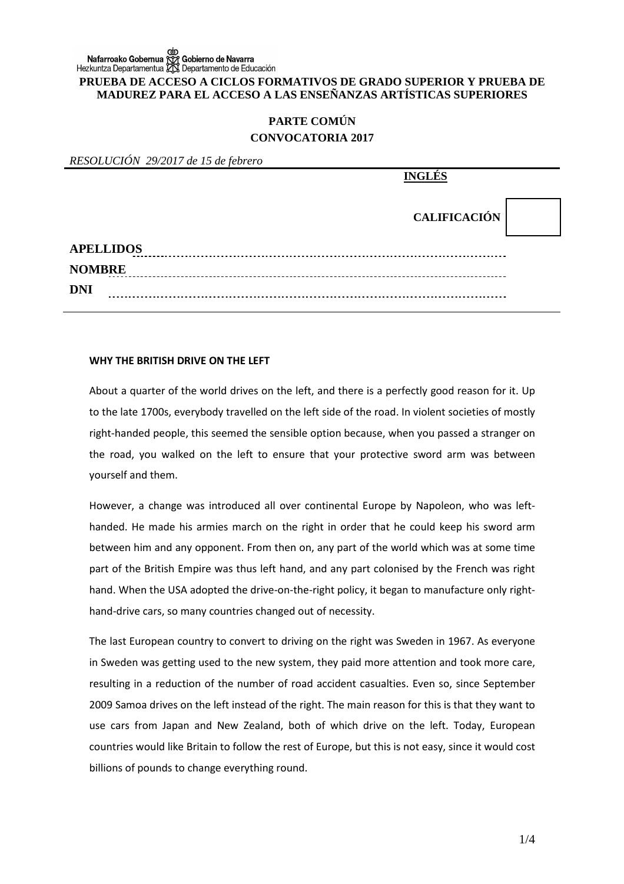Nafarroako Gobernua Gobierno de Navarra
Hezkuntza Departamentua Departamento de Educación

**PRUEBA DE ACCESO A CICLOS FORMATIVOS DE GRADO SUPERIOR Y PRUEBA DE MADUREZ PARA EL ACCESO A LAS ENSEÑANZAS ARTÍSTICAS SUPERIORES**

**PARTE COMÚN**

**CONVOCATORIA 2017**

*RESOLUCIÓN 29/2017 de 15 de febrero*

**INGLÉS**

**CALIFICACIÓN**

**APELLIDOS** ..............................................................................................

**NOMBRE** ..............................................................................................

**DNI** ..............................................................................................

**WHY THE BRITISH DRIVE ON THE LEFT**

About a quarter of the world drives on the left, and there is a perfectly good reason for it. Up to the late 1700s, everybody travelled on the left side of the road. In violent societies of mostly right-handed people, this seemed the sensible option because, when you passed a stranger on the road, you walked on the left to ensure that your protective sword arm was between yourself and them.

However, a change was introduced all over continental Europe by Napoleon, who was left-handed. He made his armies march on the right in order that he could keep his sword arm between him and any opponent. From then on, any part of the world which was at some time part of the British Empire was thus left hand, and any part colonised by the French was right hand. When the USA adopted the drive-on-the-right policy, it began to manufacture only right-hand-drive cars, so many countries changed out of necessity.

The last European country to convert to driving on the right was Sweden in 1967. As everyone in Sweden was getting used to the new system, they paid more attention and took more care, resulting in a reduction of the number of road accident casualties. Even so, since September 2009 Samoa drives on the left instead of the right. The main reason for this is that they want to use cars from Japan and New Zealand, both of which drive on the left. Today, European countries would like Britain to follow the rest of Europe, but this is not easy, since it would cost billions of pounds to change everything round.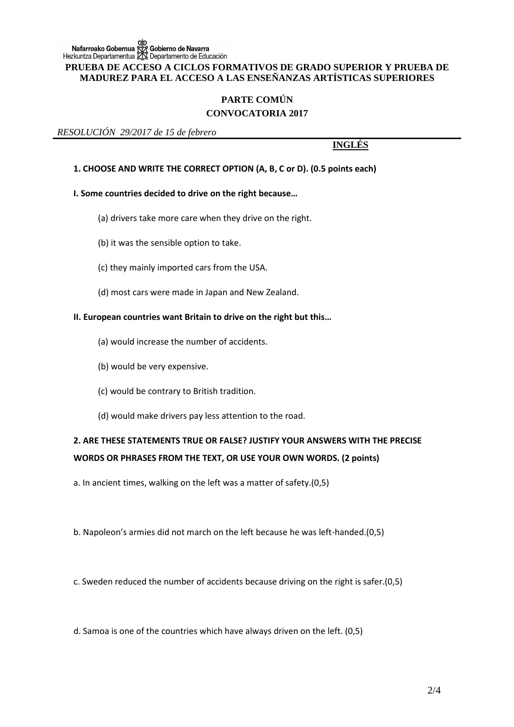Nafarroako Gobernua Gobierno de Navarra
Hezkuntza Departamentua Departamento de Educación

**PRUEBA DE ACCESO A CICLOS FORMATIVOS DE GRADO SUPERIOR Y PRUEBA DE MADUREZ PARA EL ACCESO A LAS ENSEÑANZAS ARTÍSTICAS SUPERIORES**

**PARTE COMÚN**

**CONVOCATORIA 2017**

*RESOLUCIÓN 29/2017 de 15 de febrero*

**INGLÉS**

**1. CHOOSE AND WRITE THE CORRECT OPTION (A, B, C or D). (0.5 points each)**

**I. Some countries decided to drive on the right because…**

(a) drivers take more care when they drive on the right.

(b) it was the sensible option to take.

(c) they mainly imported cars from the USA.

(d) most cars were made in Japan and New Zealand.

**II. European countries want Britain to drive on the right but this…**

(a) would increase the number of accidents.

(b) would be very expensive.

(c) would be contrary to British tradition.

(d) would make drivers pay less attention to the road.

**2. ARE THESE STATEMENTS TRUE OR FALSE? JUSTIFY YOUR ANSWERS WITH THE PRECISE WORDS OR PHRASES FROM THE TEXT, OR USE YOUR OWN WORDS. (2 points)**

a. In ancient times, walking on the left was a matter of safety.(0,5)

b. Napoleon's armies did not march on the left because he was left-handed.(0,5)

c. Sweden reduced the number of accidents because driving on the right is safer.(0,5)

d. Samoa is one of the countries which have always driven on the left. (0,5)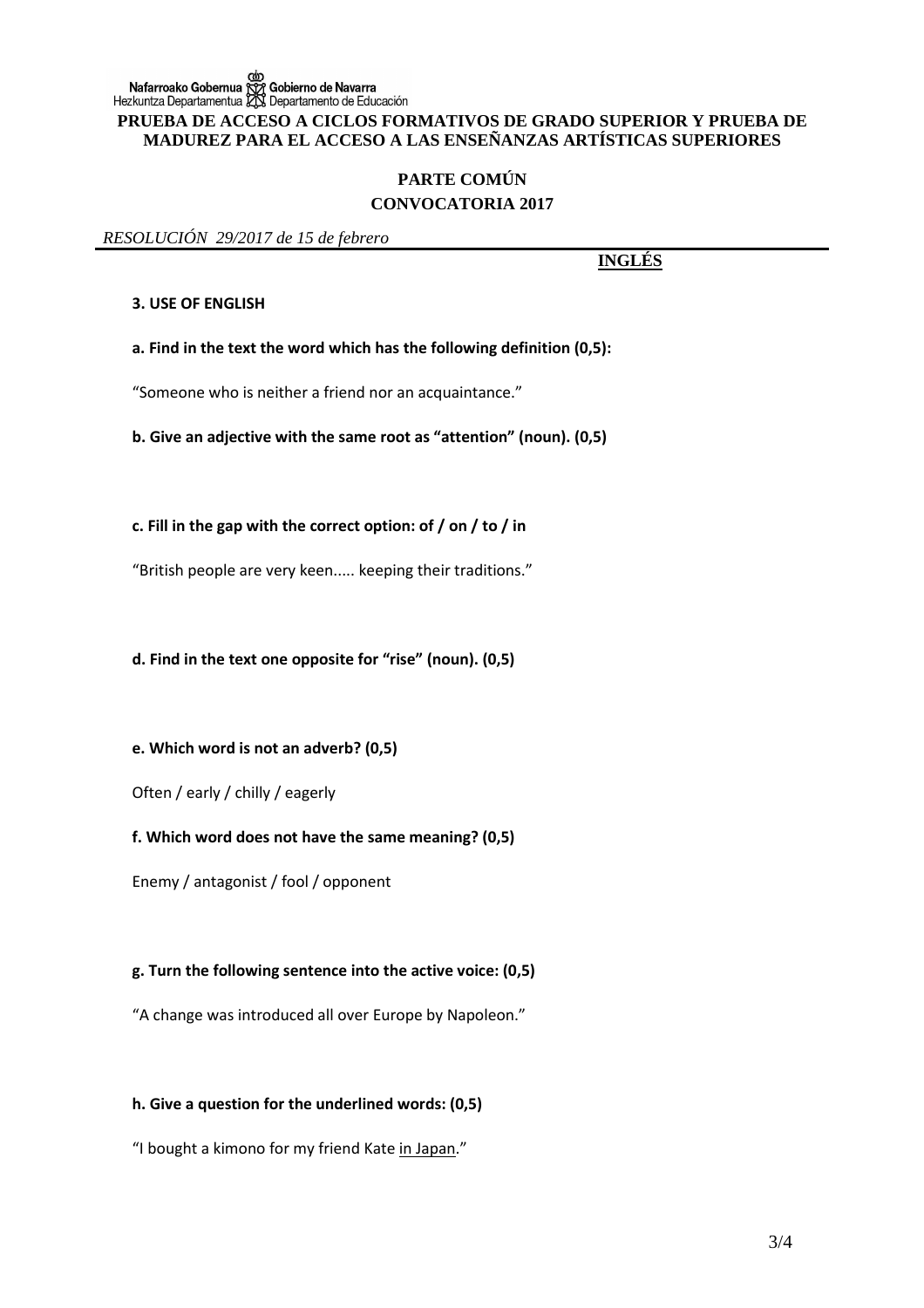Nafarroako Gobernua Gobierno de Navarra
Hezkuntza Departamentua Departamento de Educación

**PRUEBA DE ACCESO A CICLOS FORMATIVOS DE GRADO SUPERIOR Y PRUEBA DE MADUREZ PARA EL ACCESO A LAS ENSEÑANZAS ARTÍSTICAS SUPERIORES**

**PARTE COMÚN**

**CONVOCATORIA 2017**

*RESOLUCIÓN 29/2017 de 15 de febrero*

**INGLÉS**

**3. USE OF ENGLISH**

**a. Find in the text the word which has the following definition (0,5):**

"Someone who is neither a friend nor an acquaintance."

**b. Give an adjective with the same root as "attention" (noun). (0,5)**

**c. Fill in the gap with the correct option: of / on / to / in**

"British people are very keen..... keeping their traditions."

**d. Find in the text one opposite for "rise" (noun). (0,5)**

**e. Which word is not an adverb? (0,5)**

Often / early / chilly / eagerly

**f. Which word does not have the same meaning? (0,5)**

Enemy / antagonist / fool / opponent

**g. Turn the following sentence into the active voice: (0,5)**

"A change was introduced all over Europe by Napoleon."

**h. Give a question for the underlined words: (0,5)**

"I bought a kimono for my friend Kate <u>in Japan</u>."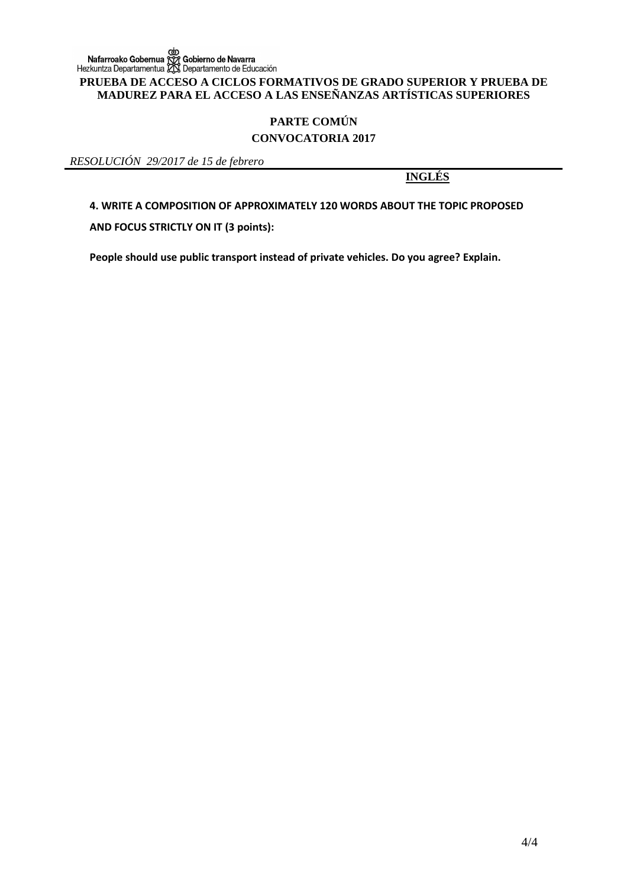Nafarroako Gobernua Gobierno de Navarra
Hezkuntza Departamentua Departamento de Educación

**PRUEBA DE ACCESO A CICLOS FORMATIVOS DE GRADO SUPERIOR Y PRUEBA DE MADUREZ PARA EL ACCESO A LAS ENSEÑANZAS ARTÍSTICAS SUPERIORES**

**PARTE COMÚN**

**CONVOCATORIA 2017**

*RESOLUCIÓN 29/2017 de 15 de febrero*

**INGLÉS**

**4. WRITE A COMPOSITION OF APPROXIMATELY 120 WORDS ABOUT THE TOPIC PROPOSED AND FOCUS STRICTLY ON IT (3 points):**

**People should use public transport instead of private vehicles. Do you agree? Explain.**